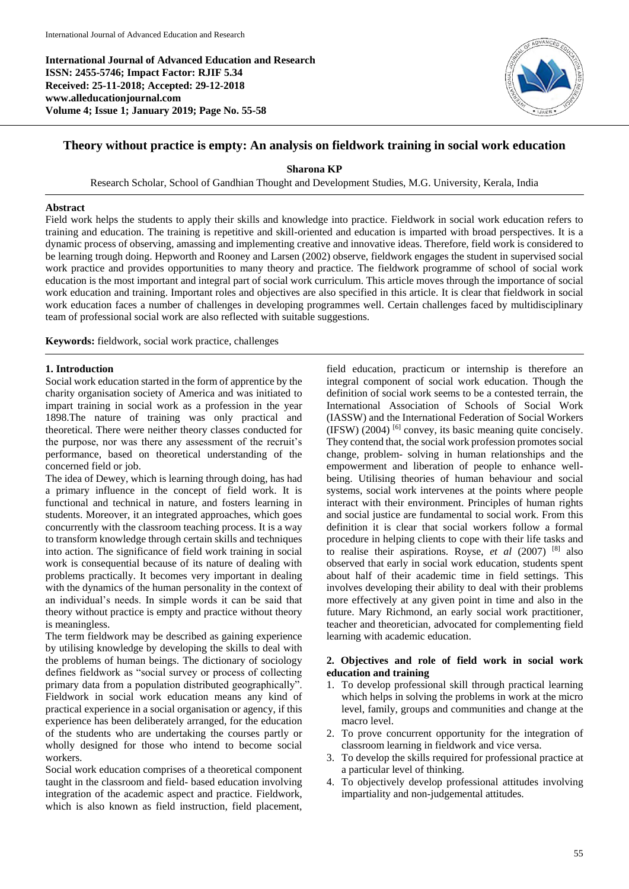**International Journal of Advanced Education and Research**
**ISSN: 2455-5746; Impact Factor: RJIF 5.34**
**Received: 25-11-2018; Accepted: 29-12-2018**
**www.alleducationjournal.com**
**Volume 4; Issue 1; January 2019; Page No. 55-58**

# Theory without practice is empty: An analysis on fieldwork training in social work education

**Sharona KP**

Research Scholar, School of Gandhian Thought and Development Studies, M.G. University, Kerala, India

## Abstract

Field work helps the students to apply their skills and knowledge into practice. Fieldwork in social work education refers to training and education. The training is repetitive and skill-oriented and education is imparted with broad perspectives. It is a dynamic process of observing, amassing and implementing creative and innovative ideas. Therefore, field work is considered to be learning trough doing. Hepworth and Rooney and Larsen (2002) observe, fieldwork engages the student in supervised social work practice and provides opportunities to many theory and practice. The fieldwork programme of school of social work education is the most important and integral part of social work curriculum. This article moves through the importance of social work education and training. Important roles and objectives are also specified in this article. It is clear that fieldwork in social work education faces a number of challenges in developing programmes well. Certain challenges faced by multidisciplinary team of professional social work are also reflected with suitable suggestions.

**Keywords:** fieldwork, social work practice, challenges

## 1. Introduction

Social work education started in the form of apprentice by the charity organisation society of America and was initiated to impart training in social work as a profession in the year 1898.The nature of training was only practical and theoretical. There were neither theory classes conducted for the purpose, nor was there any assessment of the recruit's performance, based on theoretical understanding of the concerned field or job.

The idea of Dewey, which is learning through doing, has had a primary influence in the concept of field work. It is functional and technical in nature, and fosters learning in students. Moreover, it an integrated approaches, which goes concurrently with the classroom teaching process. It is a way to transform knowledge through certain skills and techniques into action. The significance of field work training in social work is consequential because of its nature of dealing with problems practically. It becomes very important in dealing with the dynamics of the human personality in the context of an individual's needs. In simple words it can be said that theory without practice is empty and practice without theory is meaningless.

The term fieldwork may be described as gaining experience by utilising knowledge by developing the skills to deal with the problems of human beings. The dictionary of sociology defines fieldwork as "social survey or process of collecting primary data from a population distributed geographically". Fieldwork in social work education means any kind of practical experience in a social organisation or agency, if this experience has been deliberately arranged, for the education of the students who are undertaking the courses partly or wholly designed for those who intend to become social workers.

Social work education comprises of a theoretical component taught in the classroom and field- based education involving integration of the academic aspect and practice. Fieldwork, which is also known as field instruction, field placement, field education, practicum or internship is therefore an integral component of social work education. Though the definition of social work seems to be a contested terrain, the International Association of Schools of Social Work (IASSW) and the International Federation of Social Workers (IFSW) (2004) [6] convey, its basic meaning quite concisely. They contend that, the social work profession promotes social change, problem- solving in human relationships and the empowerment and liberation of people to enhance well-being. Utilising theories of human behaviour and social systems, social work intervenes at the points where people interact with their environment. Principles of human rights and social justice are fundamental to social work. From this definition it is clear that social workers follow a formal procedure in helping clients to cope with their life tasks and to realise their aspirations. Royse, *et al* (2007) [8] also observed that early in social work education, students spent about half of their academic time in field settings. This involves developing their ability to deal with their problems more effectively at any given point in time and also in the future. Mary Richmond, an early social work practitioner, teacher and theoretician, advocated for complementing field learning with academic education.

## 2. Objectives and role of field work in social work education and training

1. To develop professional skill through practical learning which helps in solving the problems in work at the micro level, family, groups and communities and change at the macro level.
2. To prove concurrent opportunity for the integration of classroom learning in fieldwork and vice versa.
3. To develop the skills required for professional practice at a particular level of thinking.
4. To objectively develop professional attitudes involving impartiality and non-judgemental attitudes.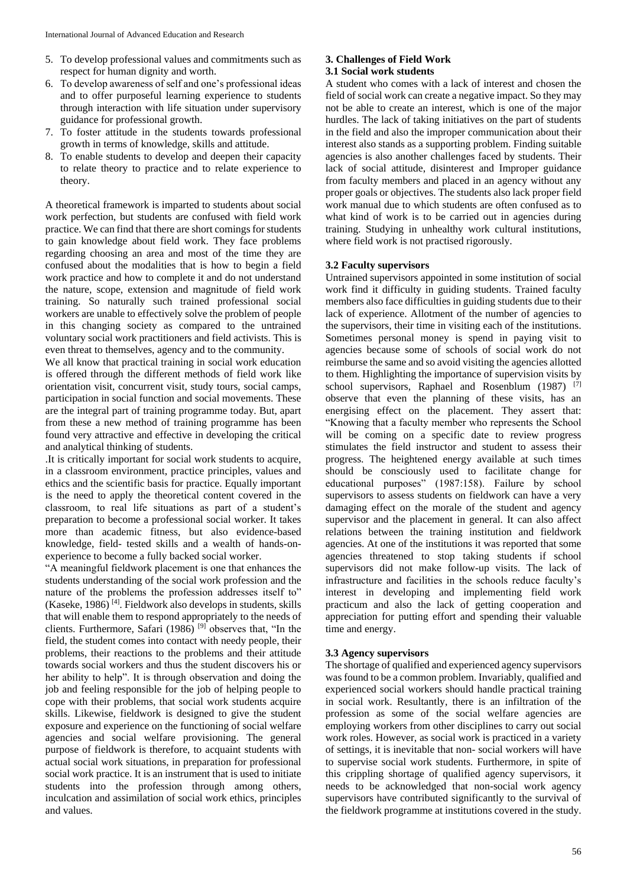5. To develop professional values and commitments such as respect for human dignity and worth.
6. To develop awareness of self and one's professional ideas and to offer purposeful learning experience to students through interaction with life situation under supervisory guidance for professional growth.
7. To foster attitude in the students towards professional growth in terms of knowledge, skills and attitude.
8. To enable students to develop and deepen their capacity to relate theory to practice and to relate experience to theory.

A theoretical framework is imparted to students about social work perfection, but students are confused with field work practice. We can find that there are short comings for students to gain knowledge about field work. They face problems regarding choosing an area and most of the time they are confused about the modalities that is how to begin a field work practice and how to complete it and do not understand the nature, scope, extension and magnitude of field work training. So naturally such trained professional social workers are unable to effectively solve the problem of people in this changing society as compared to the untrained voluntary social work practitioners and field activists. This is even threat to themselves, agency and to the community.

We all know that practical training in social work education is offered through the different methods of field work like orientation visit, concurrent visit, study tours, social camps, participation in social function and social movements. These are the integral part of training programme today. But, apart from these a new method of training programme has been found very attractive and effective in developing the critical and analytical thinking of students.

.It is critically important for social work students to acquire, in a classroom environment, practice principles, values and ethics and the scientific basis for practice. Equally important is the need to apply the theoretical content covered in the classroom, to real life situations as part of a student's preparation to become a professional social worker. It takes more than academic fitness, but also evidence-based knowledge, field- tested skills and a wealth of hands-on-experience to become a fully backed social worker.

"A meaningful fieldwork placement is one that enhances the students understanding of the social work profession and the nature of the problems the profession addresses itself to" (Kaseke, 1986) [4]. Fieldwork also develops in students, skills that will enable them to respond appropriately to the needs of clients. Furthermore, Safari (1986) [9] observes that, "In the field, the student comes into contact with needy people, their problems, their reactions to the problems and their attitude towards social workers and thus the student discovers his or her ability to help". It is through observation and doing the job and feeling responsible for the job of helping people to cope with their problems, that social work students acquire skills. Likewise, fieldwork is designed to give the student exposure and experience on the functioning of social welfare agencies and social welfare provisioning. The general purpose of fieldwork is therefore, to acquaint students with actual social work situations, in preparation for professional social work practice. It is an instrument that is used to initiate students into the profession through among others, inculcation and assimilation of social work ethics, principles and values.

## 3. Challenges of Field Work

### 3.1 Social work students

A student who comes with a lack of interest and chosen the field of social work can create a negative impact. So they may not be able to create an interest, which is one of the major hurdles. The lack of taking initiatives on the part of students in the field and also the improper communication about their interest also stands as a supporting problem. Finding suitable agencies is also another challenges faced by students. Their lack of social attitude, disinterest and Improper guidance from faculty members and placed in an agency without any proper goals or objectives. The students also lack proper field work manual due to which students are often confused as to what kind of work is to be carried out in agencies during training. Studying in unhealthy work cultural institutions, where field work is not practised rigorously.

### 3.2 Faculty supervisors

Untrained supervisors appointed in some institution of social work find it difficulty in guiding students. Trained faculty members also face difficulties in guiding students due to their lack of experience. Allotment of the number of agencies to the supervisors, their time in visiting each of the institutions. Sometimes personal money is spend in paying visit to agencies because some of schools of social work do not reimburse the same and so avoid visiting the agencies allotted to them. Highlighting the importance of supervision visits by school supervisors, Raphael and Rosenblum (1987) [7] observe that even the planning of these visits, has an energising effect on the placement. They assert that: "Knowing that a faculty member who represents the School will be coming on a specific date to review progress stimulates the field instructor and student to assess their progress. The heightened energy available at such times should be consciously used to facilitate change for educational purposes" (1987:158). Failure by school supervisors to assess students on fieldwork can have a very damaging effect on the morale of the student and agency supervisor and the placement in general. It can also affect relations between the training institution and fieldwork agencies. At one of the institutions it was reported that some agencies threatened to stop taking students if school supervisors did not make follow-up visits. The lack of infrastructure and facilities in the schools reduce faculty's interest in developing and implementing field work practicum and also the lack of getting cooperation and appreciation for putting effort and spending their valuable time and energy.

### 3.3 Agency supervisors

The shortage of qualified and experienced agency supervisors was found to be a common problem. Invariably, qualified and experienced social workers should handle practical training in social work. Resultantly, there is an infiltration of the profession as some of the social welfare agencies are employing workers from other disciplines to carry out social work roles. However, as social work is practiced in a variety of settings, it is inevitable that non- social workers will have to supervise social work students. Furthermore, in spite of this crippling shortage of qualified agency supervisors, it needs to be acknowledged that non-social work agency supervisors have contributed significantly to the survival of the fieldwork programme at institutions covered in the study.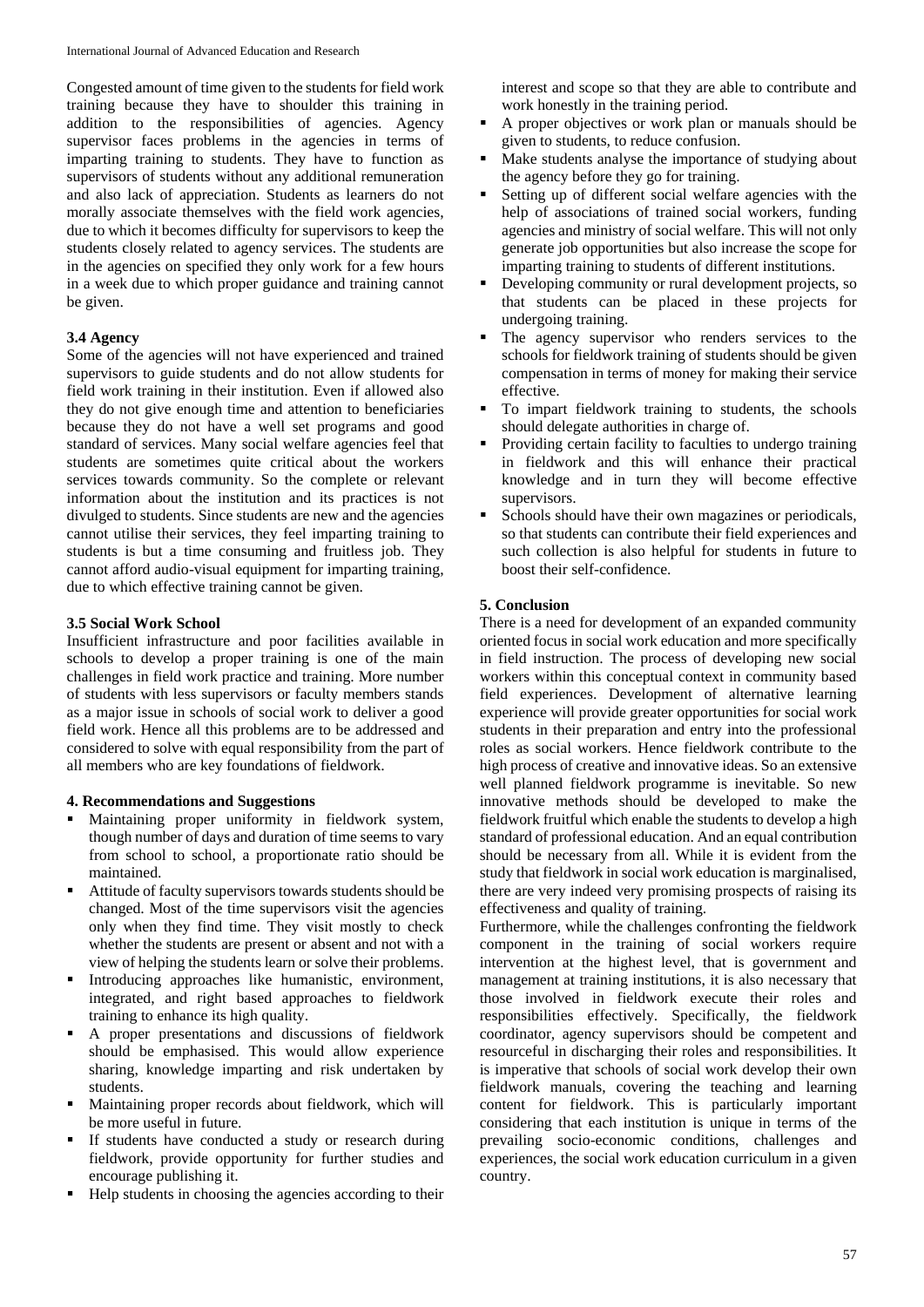Congested amount of time given to the students for field work training because they have to shoulder this training in addition to the responsibilities of agencies. Agency supervisor faces problems in the agencies in terms of imparting training to students. They have to function as supervisors of students without any additional remuneration and also lack of appreciation. Students as learners do not morally associate themselves with the field work agencies, due to which it becomes difficulty for supervisors to keep the students closely related to agency services. The students are in the agencies on specified they only work for a few hours in a week due to which proper guidance and training cannot be given.

### 3.4 Agency

Some of the agencies will not have experienced and trained supervisors to guide students and do not allow students for field work training in their institution. Even if allowed also they do not give enough time and attention to beneficiaries because they do not have a well set programs and good standard of services. Many social welfare agencies feel that students are sometimes quite critical about the workers services towards community. So the complete or relevant information about the institution and its practices is not divulged to students. Since students are new and the agencies cannot utilise their services, they feel imparting training to students is but a time consuming and fruitless job. They cannot afford audio-visual equipment for imparting training, due to which effective training cannot be given.

### 3.5 Social Work School

Insufficient infrastructure and poor facilities available in schools to develop a proper training is one of the main challenges in field work practice and training. More number of students with less supervisors or faculty members stands as a major issue in schools of social work to deliver a good field work. Hence all this problems are to be addressed and considered to solve with equal responsibility from the part of all members who are key foundations of fieldwork.

## 4. Recommendations and Suggestions

- Maintaining proper uniformity in fieldwork system, though number of days and duration of time seems to vary from school to school, a proportionate ratio should be maintained.
- Attitude of faculty supervisors towards students should be changed. Most of the time supervisors visit the agencies only when they find time. They visit mostly to check whether the students are present or absent and not with a view of helping the students learn or solve their problems.
- Introducing approaches like humanistic, environment, integrated, and right based approaches to fieldwork training to enhance its high quality.
- A proper presentations and discussions of fieldwork should be emphasised. This would allow experience sharing, knowledge imparting and risk undertaken by students.
- Maintaining proper records about fieldwork, which will be more useful in future.
- If students have conducted a study or research during fieldwork, provide opportunity for further studies and encourage publishing it.
- Help students in choosing the agencies according to their interest and scope so that they are able to contribute and work honestly in the training period.
- A proper objectives or work plan or manuals should be given to students, to reduce confusion.
- Make students analyse the importance of studying about the agency before they go for training.
- Setting up of different social welfare agencies with the help of associations of trained social workers, funding agencies and ministry of social welfare. This will not only generate job opportunities but also increase the scope for imparting training to students of different institutions.
- Developing community or rural development projects, so that students can be placed in these projects for undergoing training.
- The agency supervisor who renders services to the schools for fieldwork training of students should be given compensation in terms of money for making their service effective.
- To impart fieldwork training to students, the schools should delegate authorities in charge of.
- Providing certain facility to faculties to undergo training in fieldwork and this will enhance their practical knowledge and in turn they will become effective supervisors.
- Schools should have their own magazines or periodicals, so that students can contribute their field experiences and such collection is also helpful for students in future to boost their self-confidence.

## 5. Conclusion

There is a need for development of an expanded community oriented focus in social work education and more specifically in field instruction. The process of developing new social workers within this conceptual context in community based field experiences. Development of alternative learning experience will provide greater opportunities for social work students in their preparation and entry into the professional roles as social workers. Hence fieldwork contribute to the high process of creative and innovative ideas. So an extensive well planned fieldwork programme is inevitable. So new innovative methods should be developed to make the fieldwork fruitful which enable the students to develop a high standard of professional education. And an equal contribution should be necessary from all. While it is evident from the study that fieldwork in social work education is marginalised, there are very indeed very promising prospects of raising its effectiveness and quality of training.

Furthermore, while the challenges confronting the fieldwork component in the training of social workers require intervention at the highest level, that is government and management at training institutions, it is also necessary that those involved in fieldwork execute their roles and responsibilities effectively. Specifically, the fieldwork coordinator, agency supervisors should be competent and resourceful in discharging their roles and responsibilities. It is imperative that schools of social work develop their own fieldwork manuals, covering the teaching and learning content for fieldwork. This is particularly important considering that each institution is unique in terms of the prevailing socio-economic conditions, challenges and experiences, the social work education curriculum in a given country.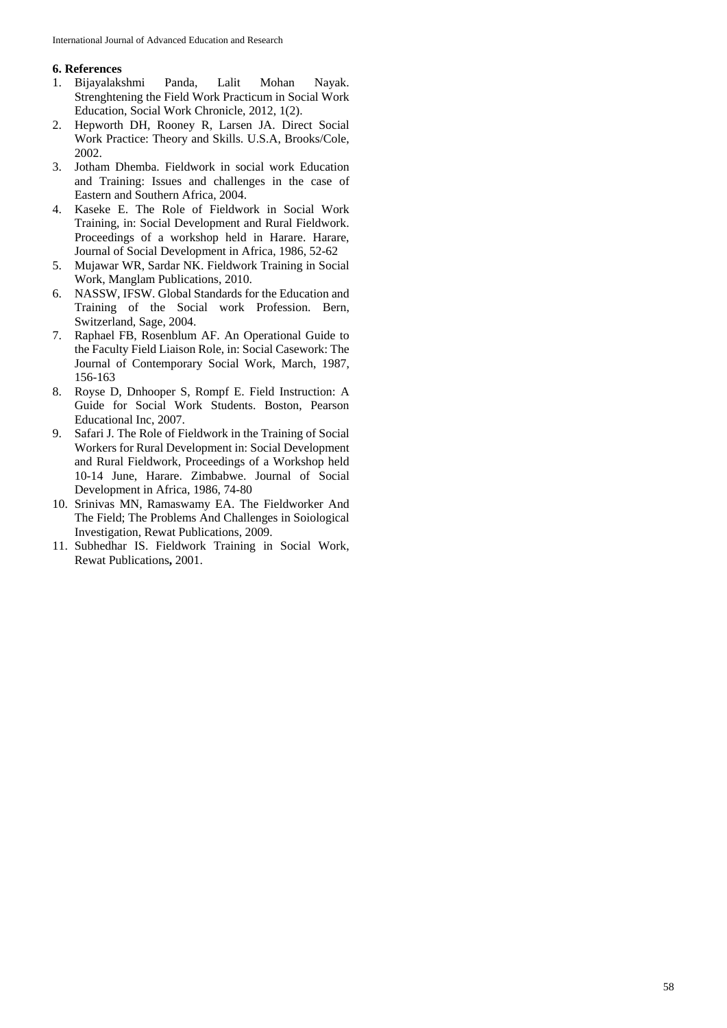### 6. References

1. Bijayalakshmi Panda, Lalit Mohan Nayak. Strenghtening the Field Work Practicum in Social Work Education, Social Work Chronicle, 2012, 1(2).
2. Hepworth DH, Rooney R, Larsen JA. Direct Social Work Practice: Theory and Skills. U.S.A, Brooks/Cole, 2002.
3. Jotham Dhemba. Fieldwork in social work Education and Training: Issues and challenges in the case of Eastern and Southern Africa, 2004.
4. Kaseke E. The Role of Fieldwork in Social Work Training, in: Social Development and Rural Fieldwork. Proceedings of a workshop held in Harare. Harare, Journal of Social Development in Africa, 1986, 52-62
5. Mujawar WR, Sardar NK. Fieldwork Training in Social Work, Manglam Publications, 2010.
6. NASSW, IFSW. Global Standards for the Education and Training of the Social work Profession. Bern, Switzerland, Sage, 2004.
7. Raphael FB, Rosenblum AF. An Operational Guide to the Faculty Field Liaison Role, in: Social Casework: The Journal of Contemporary Social Work, March, 1987, 156-163
8. Royse D, Dnhooper S, Rompf E. Field Instruction: A Guide for Social Work Students. Boston, Pearson Educational Inc, 2007.
9. Safari J. The Role of Fieldwork in the Training of Social Workers for Rural Development in: Social Development and Rural Fieldwork, Proceedings of a Workshop held 10-14 June, Harare. Zimbabwe. Journal of Social Development in Africa, 1986, 74-80
10. Srinivas MN, Ramaswamy EA. The Fieldworker And The Field; The Problems And Challenges in Soiological Investigation, Rewat Publications, 2009.
11. Subhedhar IS. Fieldwork Training in Social Work, Rewat Publications**,** 2001.